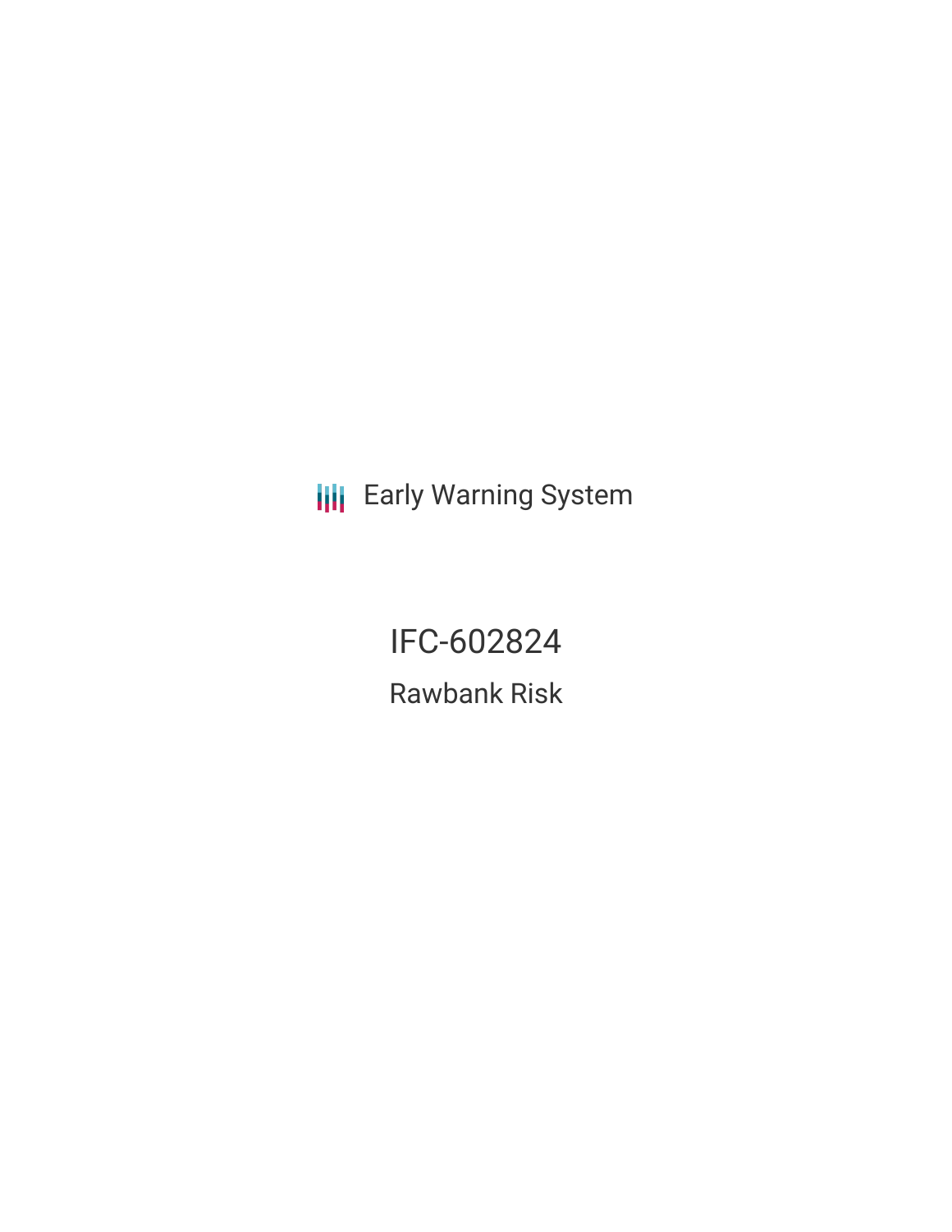Early Warning System

# IFC-602824

## Rawbank Risk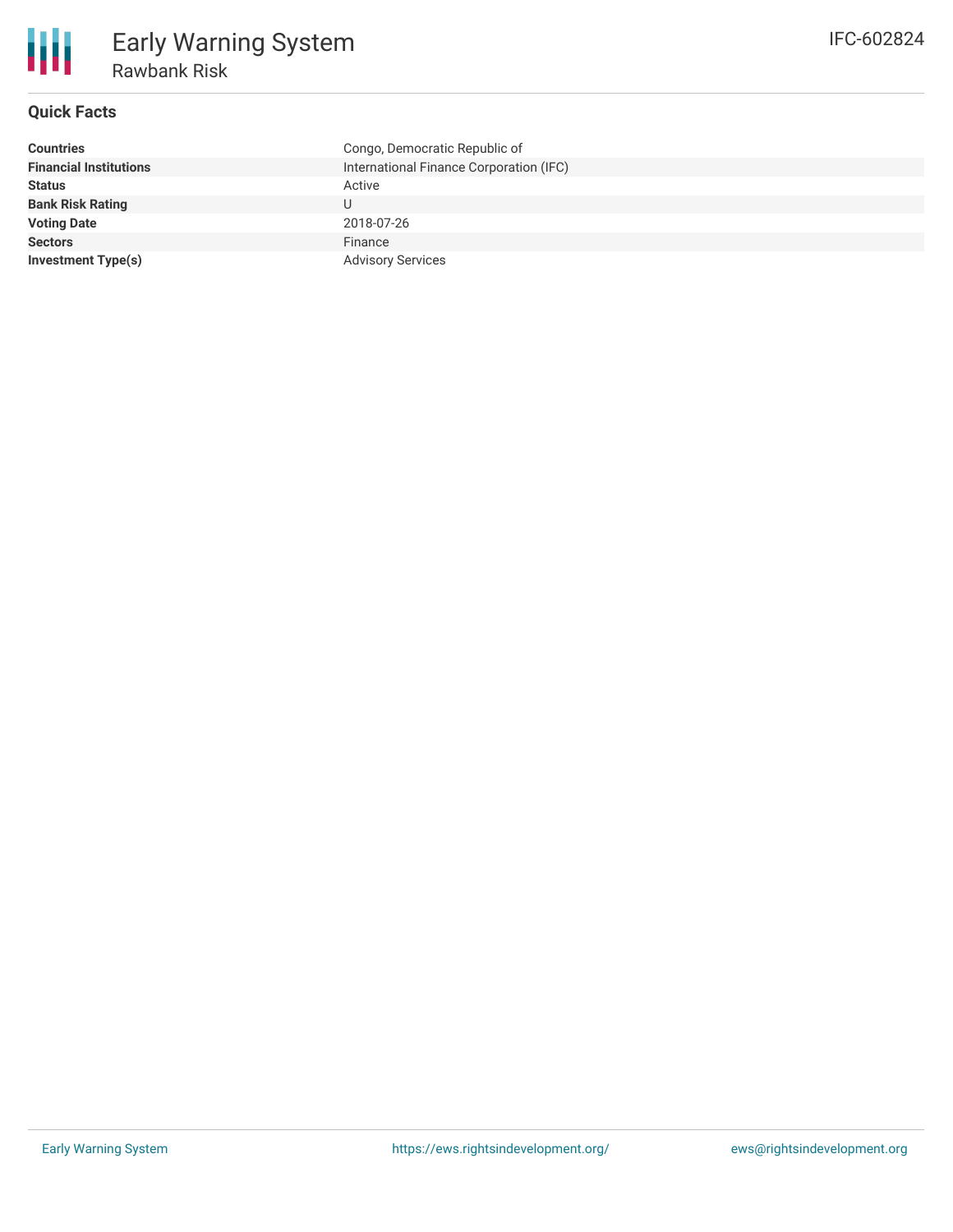# Early Warning System

## Rawbank Risk

IFC-602824

### Quick Facts

| | |
|---|---|
| **Countries** | Congo, Democratic Republic of |
| **Financial Institutions** | International Finance Corporation (IFC) |
| **Status** | Active |
| **Bank Risk Rating** | U |
| **Voting Date** | 2018-07-26 |
| **Sectors** | Finance |
| **Investment Type(s)** | Advisory Services |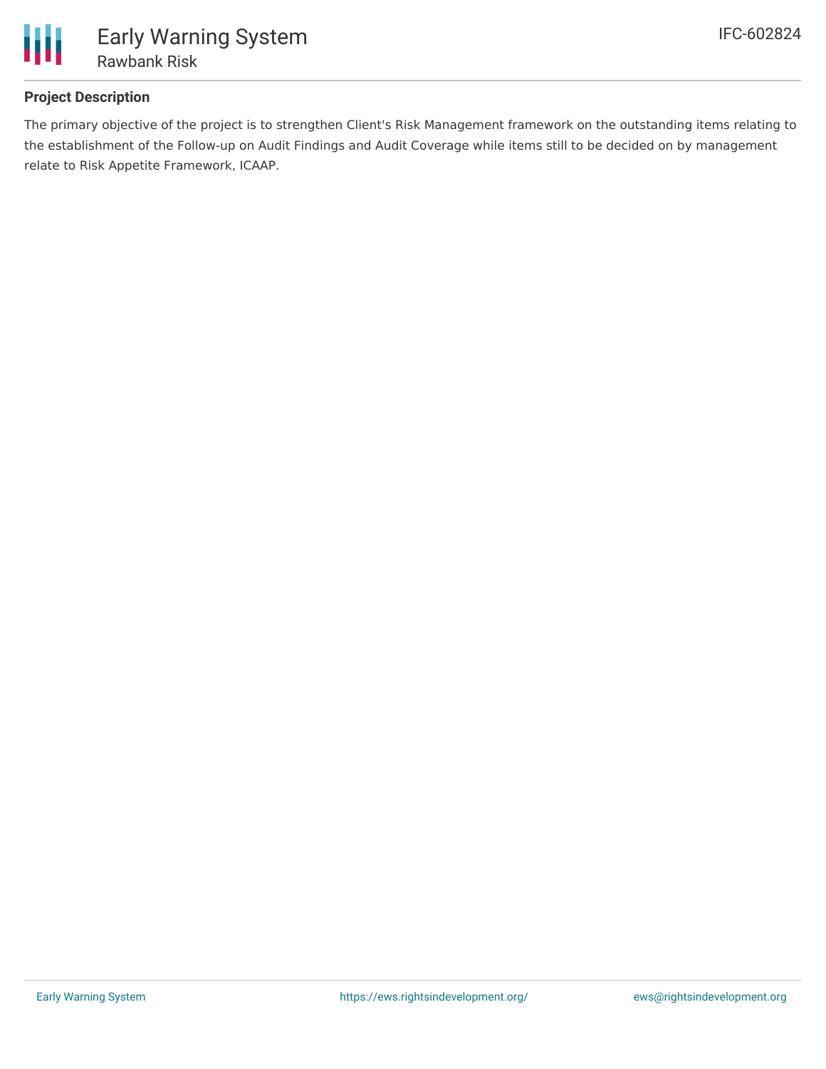### Project Description

The primary objective of the project is to strengthen Client's Risk Management framework on the outstanding items relating to the establishment of the Follow-up on Audit Findings and Audit Coverage while items still to be decided on by management relate to Risk Appetite Framework, ICAAP.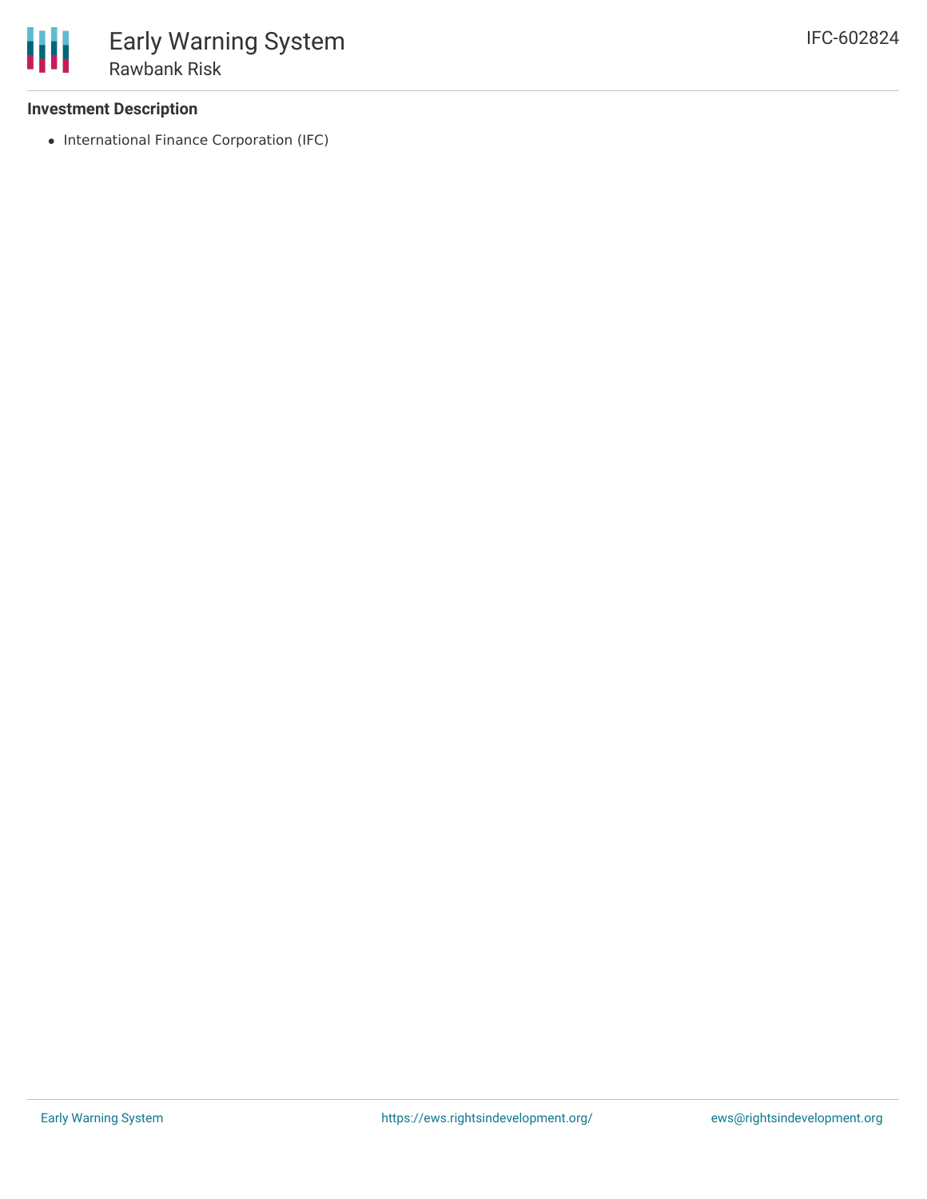### Investment Description

- International Finance Corporation (IFC)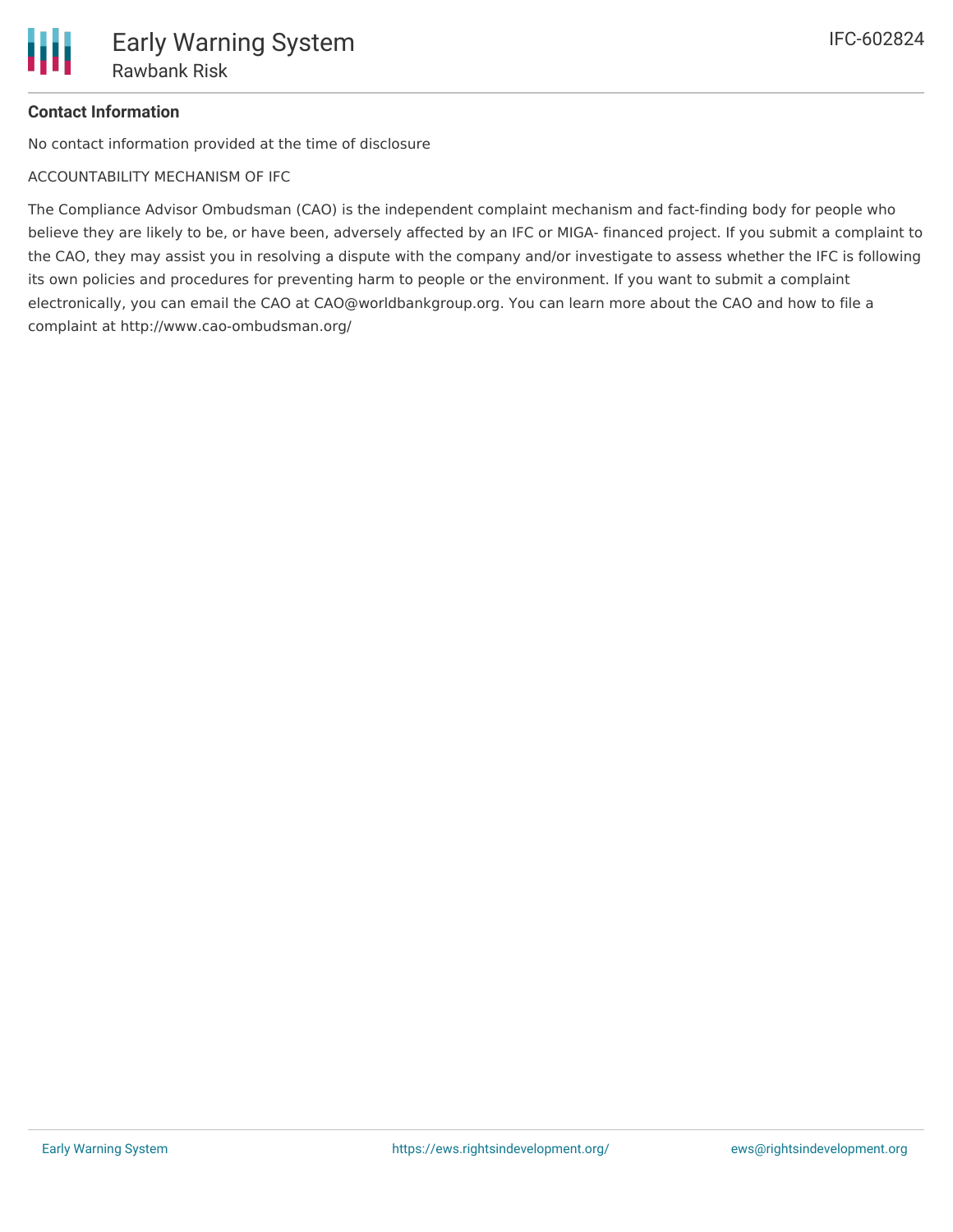**Contact Information**

No contact information provided at the time of disclosure

ACCOUNTABILITY MECHANISM OF IFC

The Compliance Advisor Ombudsman (CAO) is the independent complaint mechanism and fact-finding body for people who believe they are likely to be, or have been, adversely affected by an IFC or MIGA- financed project. If you submit a complaint to the CAO, they may assist you in resolving a dispute with the company and/or investigate to assess whether the IFC is following its own policies and procedures for preventing harm to people or the environment. If you want to submit a complaint electronically, you can email the CAO at CAO@worldbankgroup.org. You can learn more about the CAO and how to file a complaint at http://www.cao-ombudsman.org/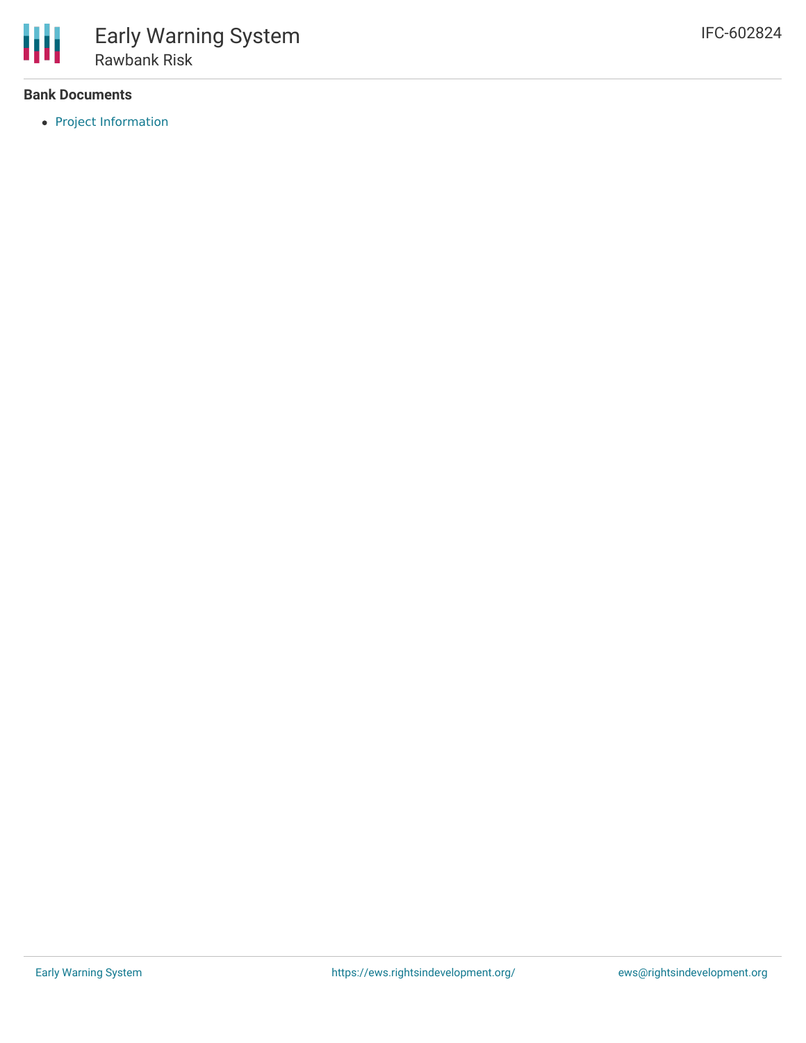**Bank Documents**

- Project Information